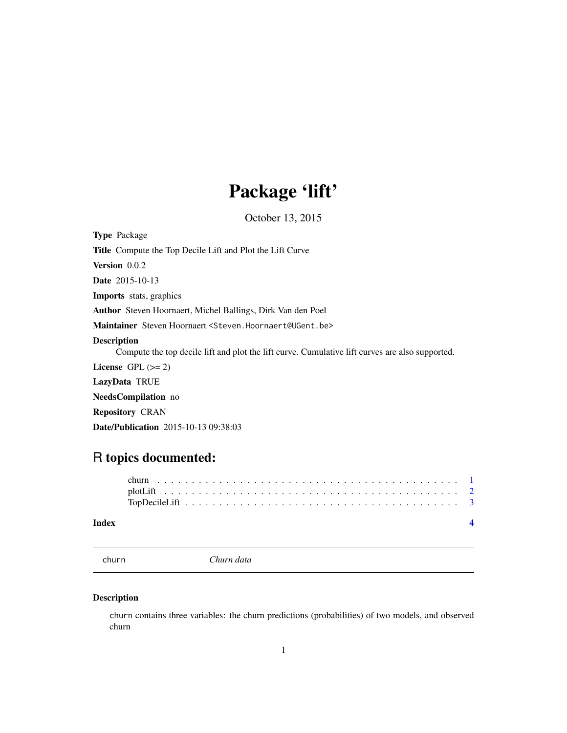# Package 'lift'

October 13, 2015

**Type** Package

**Title** Compute the Top Decile Lift and Plot the Lift Curve

**Version** 0.0.2

**Date** 2015-10-13

**Imports** stats, graphics

**Author** Steven Hoornaert, Michel Ballings, Dirk Van den Poel

**Maintainer** Steven Hoornaert <Steven.Hoornaert@UGent.be>

**Description**
Compute the top decile lift and plot the lift curve. Cumulative lift curves are also supported.

**License** GPL (>= 2)

**LazyData** TRUE

**NeedsCompilation** no

**Repository** CRAN

**Date/Publication** 2015-10-13 09:38:03

## R topics documented:

churn . . . . . . . . . . . . . . . . . . . . . . . . . . . . . . . . . . . . . . . . . . 1
plotLift . . . . . . . . . . . . . . . . . . . . . . . . . . . . . . . . . . . . . . . . . 2
TopDecileLift . . . . . . . . . . . . . . . . . . . . . . . . . . . . . . . . . . . . . 3

**Index** **4**

---

`churn` *Churn data*

---

### Description

`churn` contains three variables: the churn predictions (probabilities) of two models, and observed churn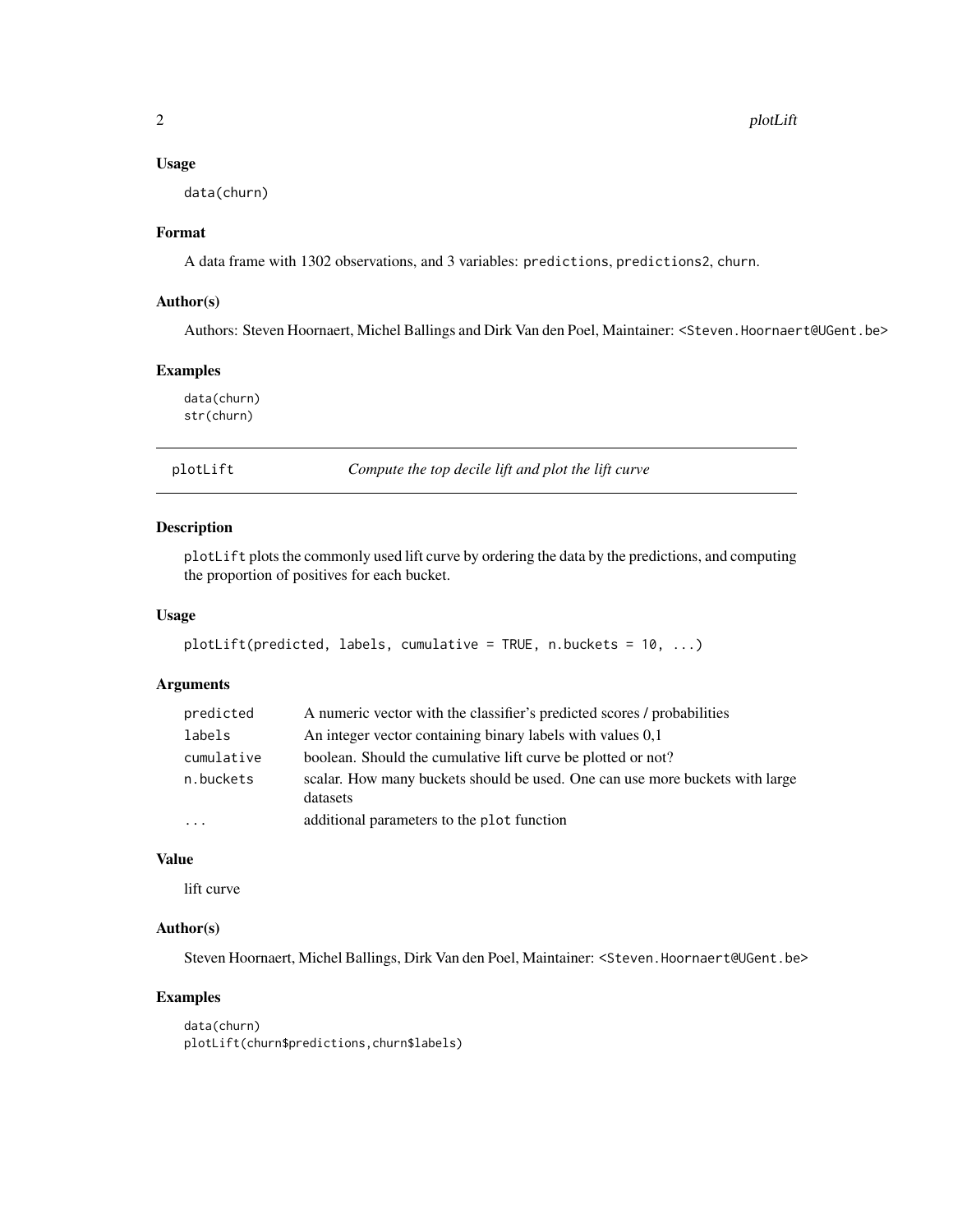### Usage

```
data(churn)
```

### Format

A data frame with 1302 observations, and 3 variables: `predictions`, `predictions2`, `churn`.

### Author(s)

Authors: Steven Hoornaert, Michel Ballings and Dirk Van den Poel, Maintainer: <Steven.Hoornaert@UGent.be>

### Examples

```
data(churn)
str(churn)
```

---

## plotLift — *Compute the top decile lift and plot the lift curve*

---

### Description

`plotLift` plots the commonly used lift curve by ordering the data by the predictions, and computing the proportion of positives for each bucket.

### Usage

```
plotLift(predicted, labels, cumulative = TRUE, n.buckets = 10, ...)
```

### Arguments

| | |
|---|---|
| `predicted` | A numeric vector with the classifier's predicted scores / probabilities |
| `labels` | An integer vector containing binary labels with values 0,1 |
| `cumulative` | boolean. Should the cumulative lift curve be plotted or not? |
| `n.buckets` | scalar. How many buckets should be used. One can use more buckets with large datasets |
| `...` | additional parameters to the `plot` function |

### Value

lift curve

### Author(s)

Steven Hoornaert, Michel Ballings, Dirk Van den Poel, Maintainer: <Steven.Hoornaert@UGent.be>

### Examples

```
data(churn)
plotLift(churn$predictions,churn$labels)
```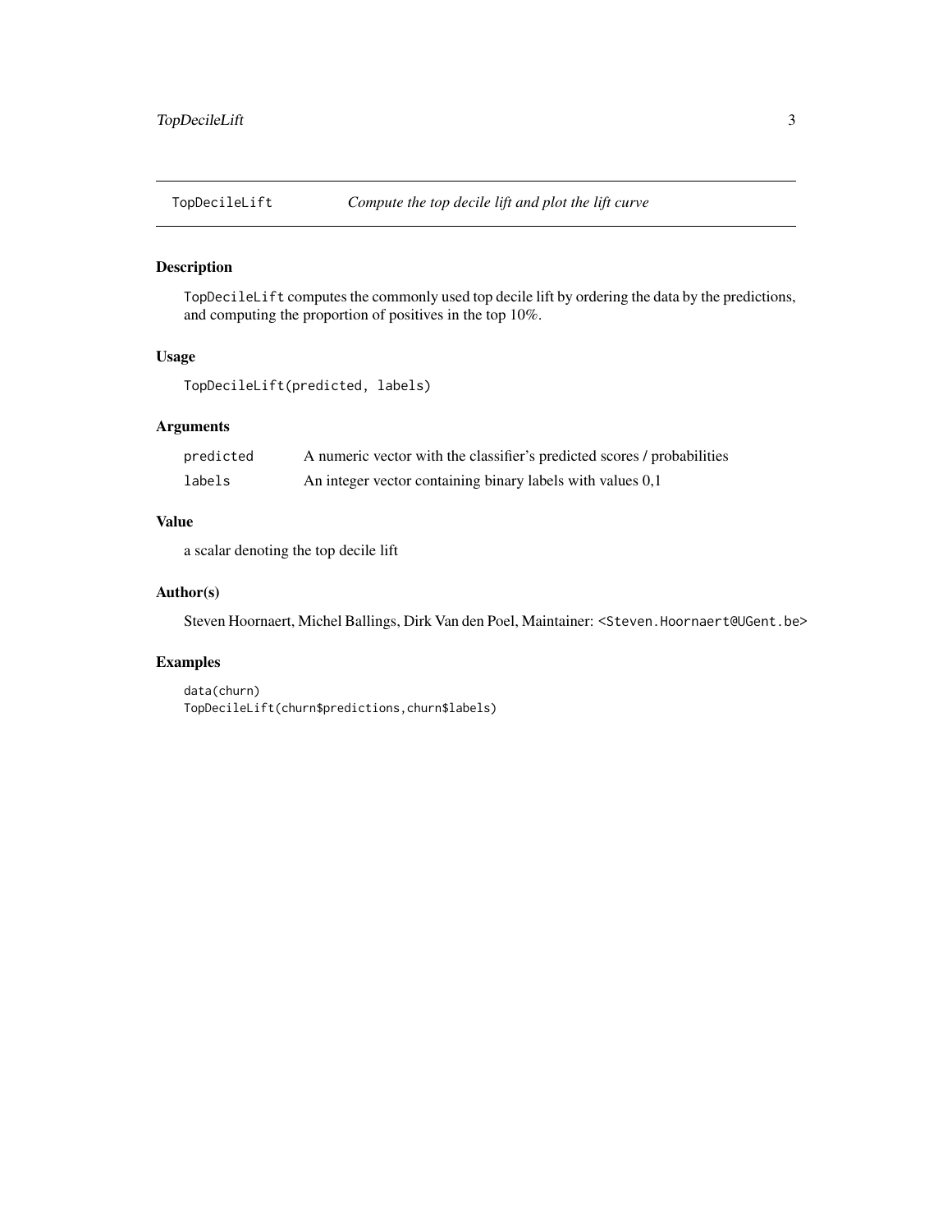# TopDecileLift *Compute the top decile lift and plot the lift curve*

## Description

`TopDecileLift` computes the commonly used top decile lift by ordering the data by the predictions, and computing the proportion of positives in the top 10%.

## Usage

```
TopDecileLift(predicted, labels)
```

## Arguments

| | |
|---|---|
| `predicted` | A numeric vector with the classifier's predicted scores / probabilities |
| `labels` | An integer vector containing binary labels with values 0,1 |

## Value

a scalar denoting the top decile lift

## Author(s)

Steven Hoornaert, Michel Ballings, Dirk Van den Poel, Maintainer: `<Steven.Hoornaert@UGent.be>`

## Examples

```
data(churn)
TopDecileLift(churn$predictions,churn$labels)
```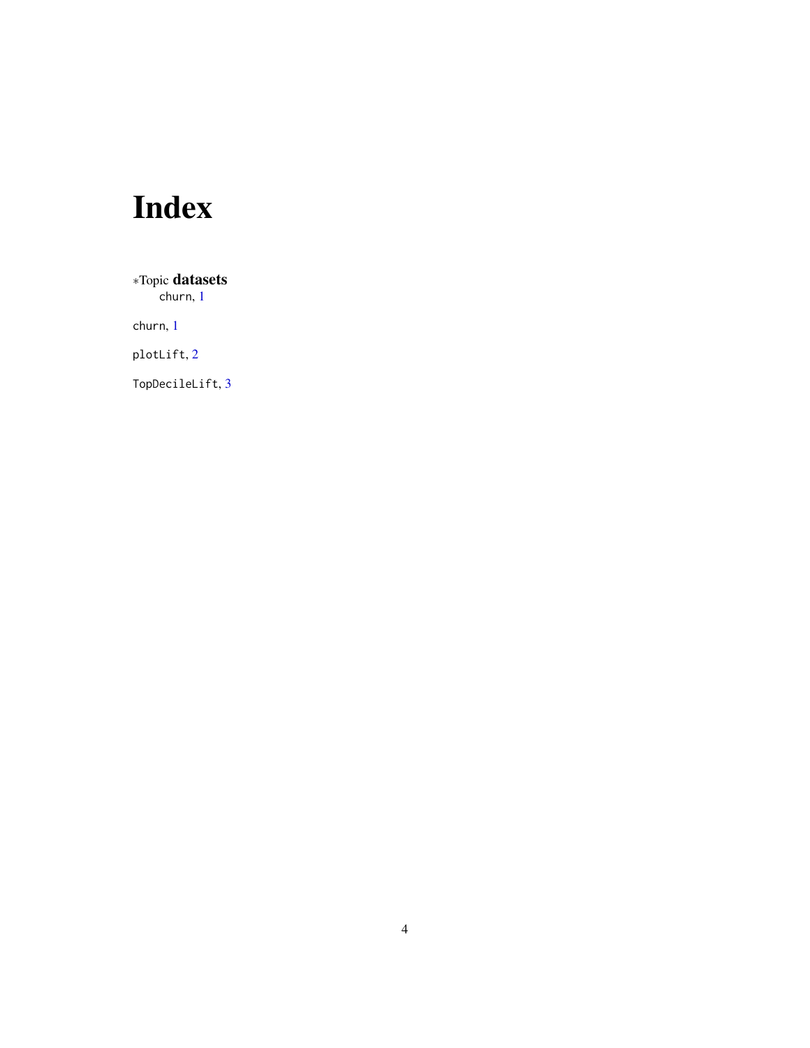# Index

*Topic **datasets**
  churn, 1

churn, 1

plotLift, 2

TopDecileLift, 3